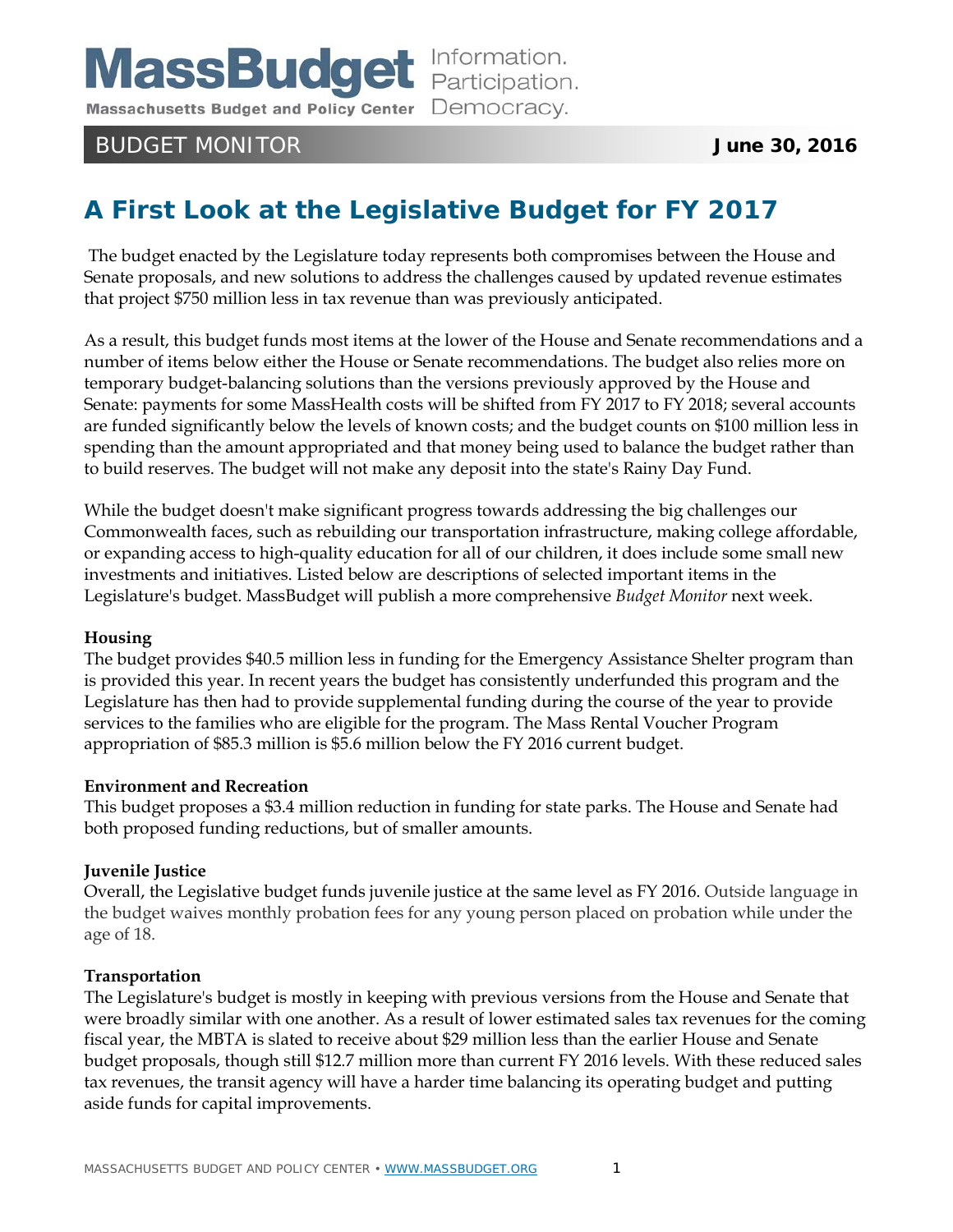# MassBudget

Massachusetts Budget and Policy Center

Information. Participation. Democracy.

BUDGET MONITOR **June 30, 2016**

## A First Look at the Legislative Budget for FY 2017

The budget enacted by the Legislature today represents both compromises between the House and Senate proposals, and new solutions to address the challenges caused by updated revenue estimates that project $750 million less in tax revenue than was previously anticipated.

As a result, this budget funds most items at the lower of the House and Senate recommendations and a number of items below either the House or Senate recommendations. The budget also relies more on temporary budget-balancing solutions than the versions previously approved by the House and Senate: payments for some MassHealth costs will be shifted from FY 2017 to FY 2018; several accounts are funded significantly below the levels of known costs; and the budget counts on $100 million less in spending than the amount appropriated and that money being used to balance the budget rather than to build reserves. The budget will not make any deposit into the state's Rainy Day Fund.

While the budget doesn't make significant progress towards addressing the big challenges our Commonwealth faces, such as rebuilding our transportation infrastructure, making college affordable, or expanding access to high-quality education for all of our children, it does include some small new investments and initiatives. Listed below are descriptions of selected important items in the Legislature's budget. MassBudget will publish a more comprehensive *Budget Monitor* next week.

**Housing**

The budget provides $40.5 million less in funding for the Emergency Assistance Shelter program than is provided this year. In recent years the budget has consistently underfunded this program and the Legislature has then had to provide supplemental funding during the course of the year to provide services to the families who are eligible for the program. The Mass Rental Voucher Program appropriation of $85.3 million is $5.6 million below the FY 2016 current budget.

**Environment and Recreation**

This budget proposes a $3.4 million reduction in funding for state parks. The House and Senate had both proposed funding reductions, but of smaller amounts.

**Juvenile Justice**

Overall, the Legislative budget funds juvenile justice at the same level as FY 2016. Outside language in the budget waives monthly probation fees for any young person placed on probation while under the age of 18.

**Transportation**

The Legislature's budget is mostly in keeping with previous versions from the House and Senate that were broadly similar with one another. As a result of lower estimated sales tax revenues for the coming fiscal year, the MBTA is slated to receive about $29 million less than the earlier House and Senate budget proposals, though still $12.7 million more than current FY 2016 levels. With these reduced sales tax revenues, the transit agency will have a harder time balancing its operating budget and putting aside funds for capital improvements.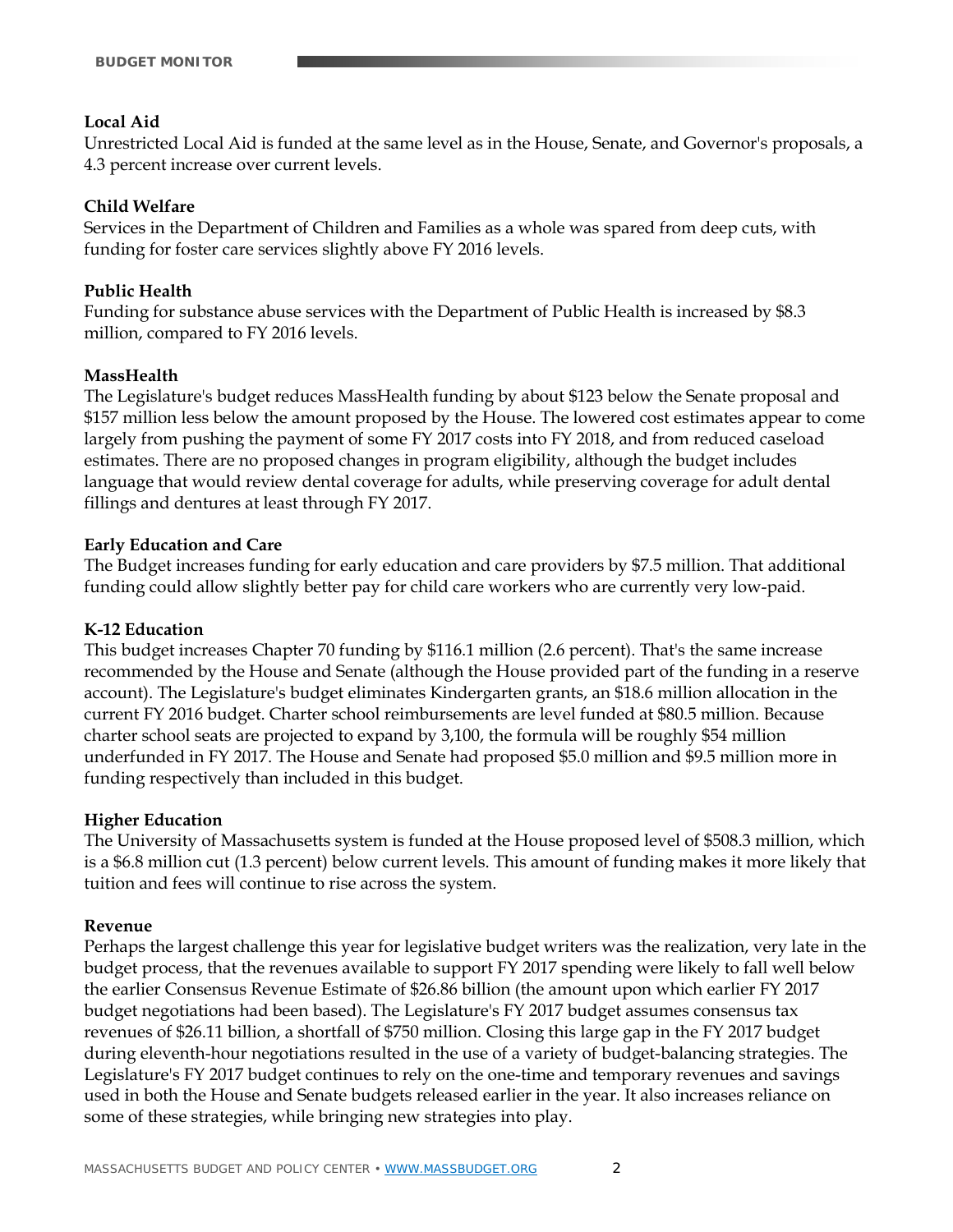**Local Aid**

Unrestricted Local Aid is funded at the same level as in the House, Senate, and Governor's proposals, a 4.3 percent increase over current levels.

**Child Welfare**

Services in the Department of Children and Families as a whole was spared from deep cuts, with funding for foster care services slightly above FY 2016 levels.

**Public Health**

Funding for substance abuse services with the Department of Public Health is increased by $8.3 million, compared to FY 2016 levels.

**MassHealth**

The Legislature's budget reduces MassHealth funding by about $123 below the Senate proposal and $157 million less below the amount proposed by the House. The lowered cost estimates appear to come largely from pushing the payment of some FY 2017 costs into FY 2018, and from reduced caseload estimates. There are no proposed changes in program eligibility, although the budget includes language that would review dental coverage for adults, while preserving coverage for adult dental fillings and dentures at least through FY 2017.

**Early Education and Care**

The Budget increases funding for early education and care providers by $7.5 million. That additional funding could allow slightly better pay for child care workers who are currently very low-paid.

**K-12 Education**

This budget increases Chapter 70 funding by $116.1 million (2.6 percent). That's the same increase recommended by the House and Senate (although the House provided part of the funding in a reserve account). The Legislature's budget eliminates Kindergarten grants, an $18.6 million allocation in the current FY 2016 budget. Charter school reimbursements are level funded at $80.5 million. Because charter school seats are projected to expand by 3,100, the formula will be roughly $54 million underfunded in FY 2017. The House and Senate had proposed $5.0 million and $9.5 million more in funding respectively than included in this budget.

**Higher Education**

The University of Massachusetts system is funded at the House proposed level of $508.3 million, which is a $6.8 million cut (1.3 percent) below current levels. This amount of funding makes it more likely that tuition and fees will continue to rise across the system.

**Revenue**

Perhaps the largest challenge this year for legislative budget writers was the realization, very late in the budget process, that the revenues available to support FY 2017 spending were likely to fall well below the earlier Consensus Revenue Estimate of $26.86 billion (the amount upon which earlier FY 2017 budget negotiations had been based). The Legislature's FY 2017 budget assumes consensus tax revenues of $26.11 billion, a shortfall of $750 million. Closing this large gap in the FY 2017 budget during eleventh-hour negotiations resulted in the use of a variety of budget-balancing strategies. The Legislature's FY 2017 budget continues to rely on the one-time and temporary revenues and savings used in both the House and Senate budgets released earlier in the year. It also increases reliance on some of these strategies, while bringing new strategies into play.